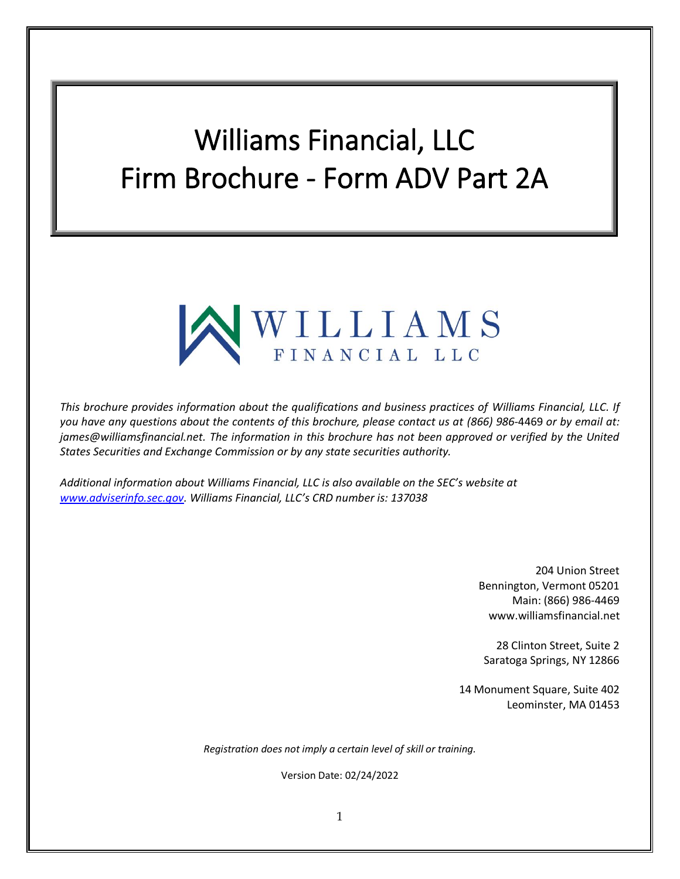# Williams Financial, LLC
# Firm Brochure - Form ADV Part 2A

WILLIAMS
FINANCIAL LLC

*This brochure provides information about the qualifications and business practices of Williams Financial, LLC. If you have any questions about the contents of this brochure, please contact us at (866) 986-4469 or by email at: james@williamsfinancial.net. The information in this brochure has not been approved or verified by the United States Securities and Exchange Commission or by any state securities authority.*

*Additional information about Williams Financial, LLC is also available on the SEC's website at [www.adviserinfo.sec.gov](http://www.adviserinfo.sec.gov). Williams Financial, LLC's CRD number is: 137038*

204 Union Street
Bennington, Vermont 05201
Main: (866) 986-4469
www.williamsfinancial.net

28 Clinton Street, Suite 2
Saratoga Springs, NY 12866

14 Monument Square, Suite 402
Leominster, MA 01453

*Registration does not imply a certain level of skill or training.*

Version Date: 02/24/2022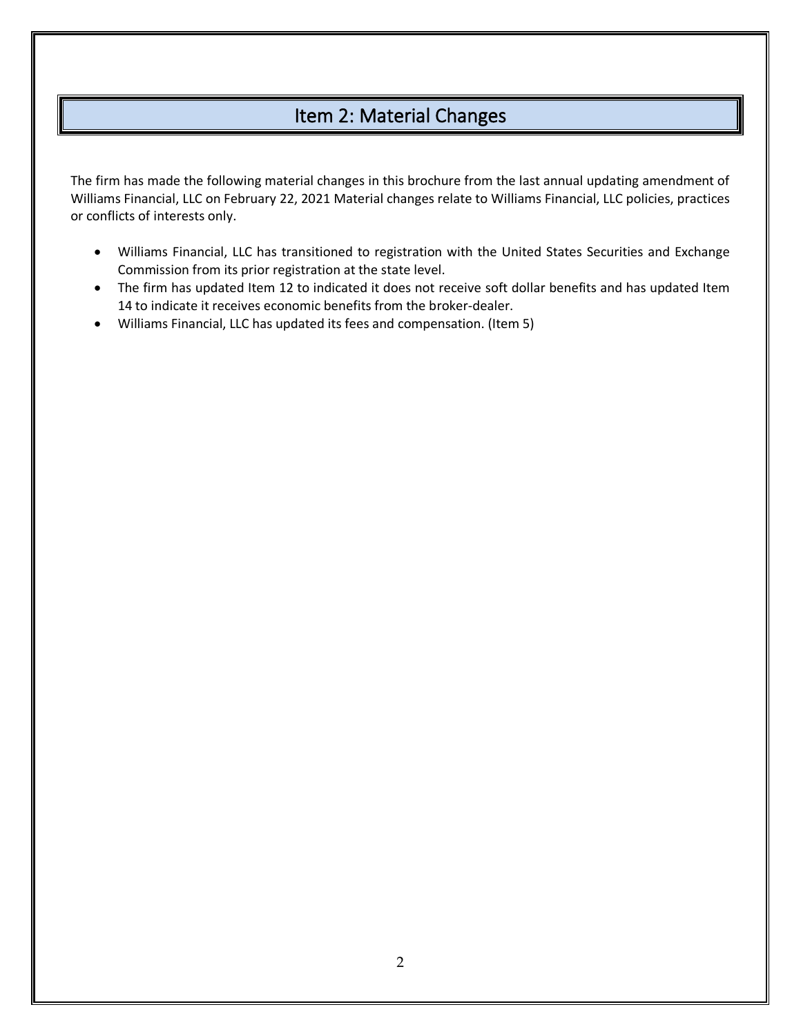## Item 2: Material Changes

The firm has made the following material changes in this brochure from the last annual updating amendment of Williams Financial, LLC on February 22, 2021 Material changes relate to Williams Financial, LLC policies, practices or conflicts of interests only.

- Williams Financial, LLC has transitioned to registration with the United States Securities and Exchange Commission from its prior registration at the state level.
- The firm has updated Item 12 to indicated it does not receive soft dollar benefits and has updated Item 14 to indicate it receives economic benefits from the broker-dealer.
- Williams Financial, LLC has updated its fees and compensation. (Item 5)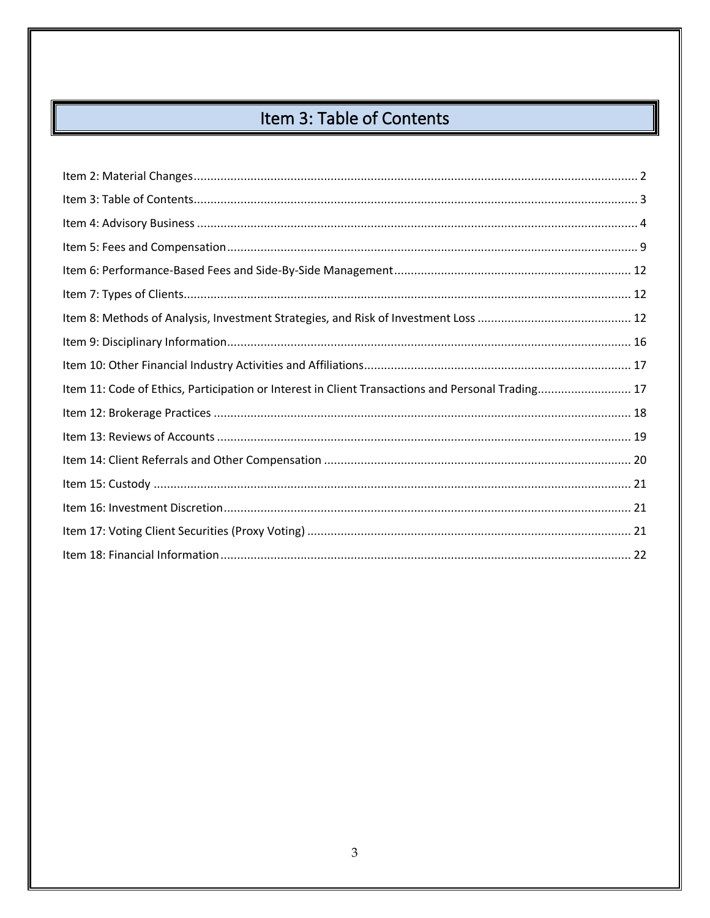# Item 3: Table of Contents

Item 2: Material Changes .......... 2

Item 3: Table of Contents .......... 3

Item 4: Advisory Business .......... 4

Item 5: Fees and Compensation .......... 9

Item 6: Performance-Based Fees and Side-By-Side Management .......... 12

Item 7: Types of Clients .......... 12

Item 8: Methods of Analysis, Investment Strategies, and Risk of Investment Loss .......... 12

Item 9: Disciplinary Information .......... 16

Item 10: Other Financial Industry Activities and Affiliations .......... 17

Item 11: Code of Ethics, Participation or Interest in Client Transactions and Personal Trading .......... 17

Item 12: Brokerage Practices .......... 18

Item 13: Reviews of Accounts .......... 19

Item 14: Client Referrals and Other Compensation .......... 20

Item 15: Custody .......... 21

Item 16: Investment Discretion .......... 21

Item 17: Voting Client Securities (Proxy Voting) .......... 21

Item 18: Financial Information .......... 22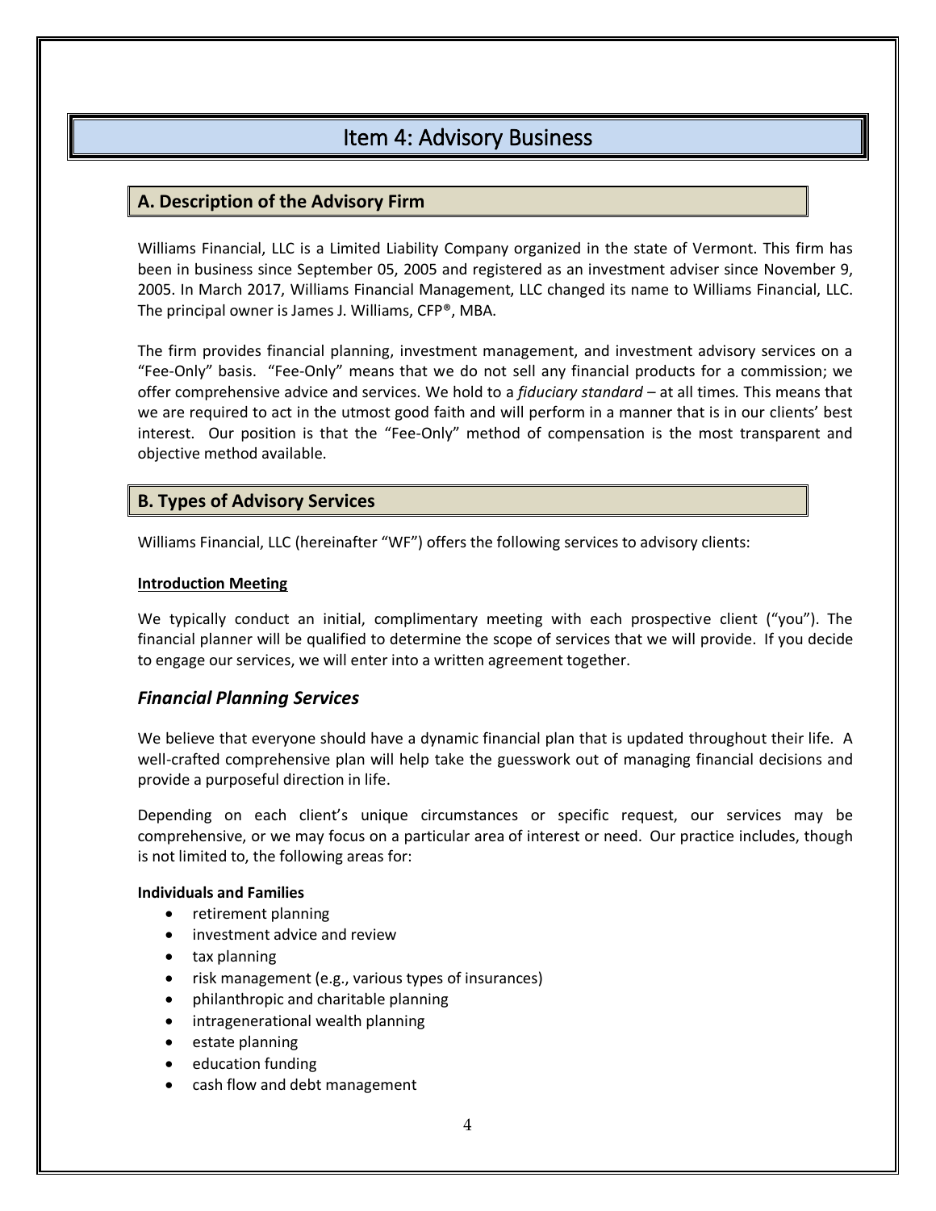# Item 4: Advisory Business

## A. Description of the Advisory Firm

Williams Financial, LLC is a Limited Liability Company organized in the state of Vermont. This firm has been in business since September 05, 2005 and registered as an investment adviser since November 9, 2005. In March 2017, Williams Financial Management, LLC changed its name to Williams Financial, LLC. The principal owner is James J. Williams, CFP®, MBA.

The firm provides financial planning, investment management, and investment advisory services on a "Fee-Only" basis. "Fee-Only" means that we do not sell any financial products for a commission; we offer comprehensive advice and services. We hold to a *fiduciary standard* – at all times. This means that we are required to act in the utmost good faith and will perform in a manner that is in our clients' best interest. Our position is that the "Fee-Only" method of compensation is the most transparent and objective method available.

## B. Types of Advisory Services

Williams Financial, LLC (hereinafter "WF") offers the following services to advisory clients:

**Introduction Meeting**

We typically conduct an initial, complimentary meeting with each prospective client ("you"). The financial planner will be qualified to determine the scope of services that we will provide. If you decide to engage our services, we will enter into a written agreement together.

### *Financial Planning Services*

We believe that everyone should have a dynamic financial plan that is updated throughout their life. A well-crafted comprehensive plan will help take the guesswork out of managing financial decisions and provide a purposeful direction in life.

Depending on each client's unique circumstances or specific request, our services may be comprehensive, or we may focus on a particular area of interest or need. Our practice includes, though is not limited to, the following areas for:

**Individuals and Families**

- retirement planning
- investment advice and review
- tax planning
- risk management (e.g., various types of insurances)
- philanthropic and charitable planning
- intragenerational wealth planning
- estate planning
- education funding
- cash flow and debt management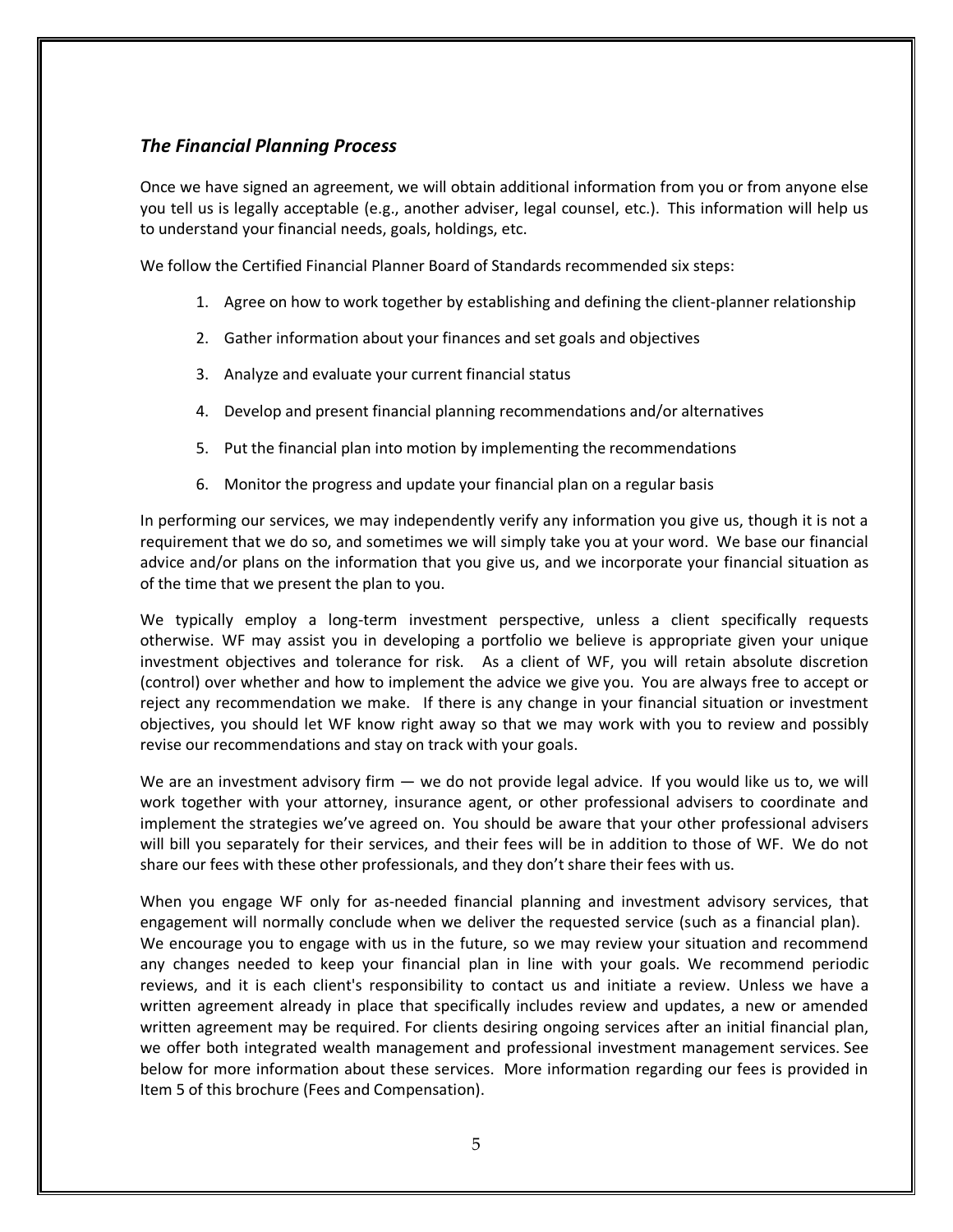### *The Financial Planning Process*

Once we have signed an agreement, we will obtain additional information from you or from anyone else you tell us is legally acceptable (e.g., another adviser, legal counsel, etc.). This information will help us to understand your financial needs, goals, holdings, etc.

We follow the Certified Financial Planner Board of Standards recommended six steps:

1. Agree on how to work together by establishing and defining the client-planner relationship
2. Gather information about your finances and set goals and objectives
3. Analyze and evaluate your current financial status
4. Develop and present financial planning recommendations and/or alternatives
5. Put the financial plan into motion by implementing the recommendations
6. Monitor the progress and update your financial plan on a regular basis

In performing our services, we may independently verify any information you give us, though it is not a requirement that we do so, and sometimes we will simply take you at your word. We base our financial advice and/or plans on the information that you give us, and we incorporate your financial situation as of the time that we present the plan to you.

We typically employ a long-term investment perspective, unless a client specifically requests otherwise. WF may assist you in developing a portfolio we believe is appropriate given your unique investment objectives and tolerance for risk. As a client of WF, you will retain absolute discretion (control) over whether and how to implement the advice we give you. You are always free to accept or reject any recommendation we make. If there is any change in your financial situation or investment objectives, you should let WF know right away so that we may work with you to review and possibly revise our recommendations and stay on track with your goals.

We are an investment advisory firm — we do not provide legal advice. If you would like us to, we will work together with your attorney, insurance agent, or other professional advisers to coordinate and implement the strategies we've agreed on. You should be aware that your other professional advisers will bill you separately for their services, and their fees will be in addition to those of WF. We do not share our fees with these other professionals, and they don't share their fees with us.

When you engage WF only for as-needed financial planning and investment advisory services, that engagement will normally conclude when we deliver the requested service (such as a financial plan). We encourage you to engage with us in the future, so we may review your situation and recommend any changes needed to keep your financial plan in line with your goals. We recommend periodic reviews, and it is each client's responsibility to contact us and initiate a review. Unless we have a written agreement already in place that specifically includes review and updates, a new or amended written agreement may be required. For clients desiring ongoing services after an initial financial plan, we offer both integrated wealth management and professional investment management services. See below for more information about these services. More information regarding our fees is provided in Item 5 of this brochure (Fees and Compensation).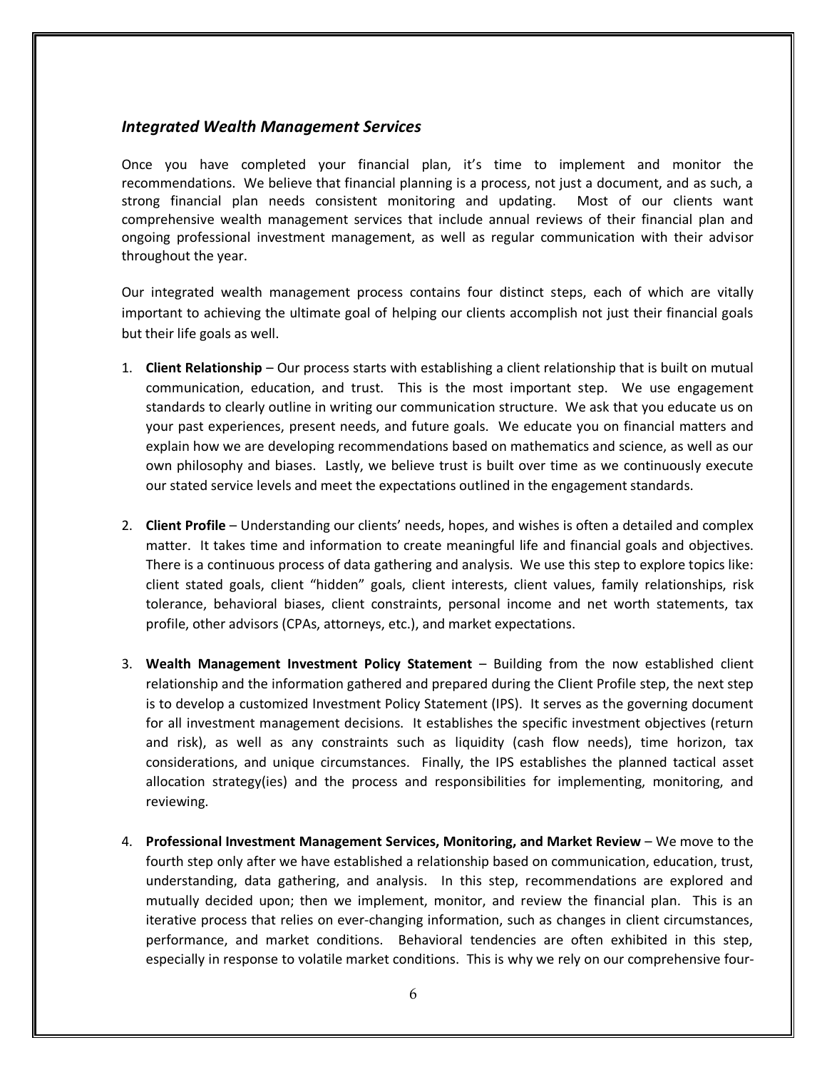### *Integrated Wealth Management Services*

Once you have completed your financial plan, it's time to implement and monitor the recommendations. We believe that financial planning is a process, not just a document, and as such, a strong financial plan needs consistent monitoring and updating. Most of our clients want comprehensive wealth management services that include annual reviews of their financial plan and ongoing professional investment management, as well as regular communication with their advisor throughout the year.

Our integrated wealth management process contains four distinct steps, each of which are vitally important to achieving the ultimate goal of helping our clients accomplish not just their financial goals but their life goals as well.

1. **Client Relationship** – Our process starts with establishing a client relationship that is built on mutual communication, education, and trust. This is the most important step. We use engagement standards to clearly outline in writing our communication structure. We ask that you educate us on your past experiences, present needs, and future goals. We educate you on financial matters and explain how we are developing recommendations based on mathematics and science, as well as our own philosophy and biases. Lastly, we believe trust is built over time as we continuously execute our stated service levels and meet the expectations outlined in the engagement standards.

2. **Client Profile** – Understanding our clients' needs, hopes, and wishes is often a detailed and complex matter. It takes time and information to create meaningful life and financial goals and objectives. There is a continuous process of data gathering and analysis. We use this step to explore topics like: client stated goals, client "hidden" goals, client interests, client values, family relationships, risk tolerance, behavioral biases, client constraints, personal income and net worth statements, tax profile, other advisors (CPAs, attorneys, etc.), and market expectations.

3. **Wealth Management Investment Policy Statement** – Building from the now established client relationship and the information gathered and prepared during the Client Profile step, the next step is to develop a customized Investment Policy Statement (IPS). It serves as the governing document for all investment management decisions. It establishes the specific investment objectives (return and risk), as well as any constraints such as liquidity (cash flow needs), time horizon, tax considerations, and unique circumstances. Finally, the IPS establishes the planned tactical asset allocation strategy(ies) and the process and responsibilities for implementing, monitoring, and reviewing.

4. **Professional Investment Management Services, Monitoring, and Market Review** – We move to the fourth step only after we have established a relationship based on communication, education, trust, understanding, data gathering, and analysis. In this step, recommendations are explored and mutually decided upon; then we implement, monitor, and review the financial plan. This is an iterative process that relies on ever-changing information, such as changes in client circumstances, performance, and market conditions. Behavioral tendencies are often exhibited in this step, especially in response to volatile market conditions. This is why we rely on our comprehensive four-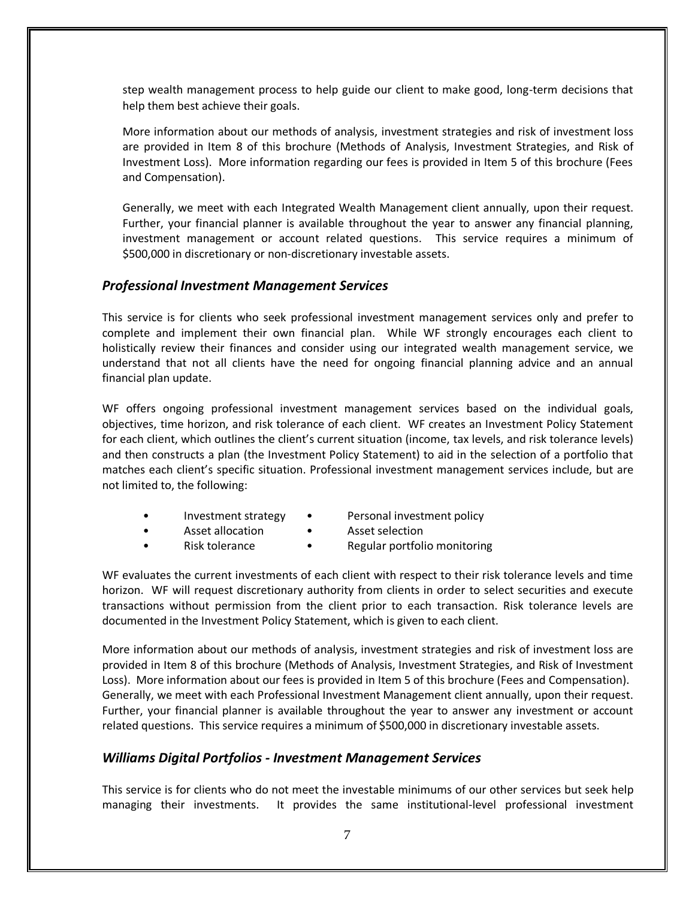step wealth management process to help guide our client to make good, long-term decisions that help them best achieve their goals.

More information about our methods of analysis, investment strategies and risk of investment loss are provided in Item 8 of this brochure (Methods of Analysis, Investment Strategies, and Risk of Investment Loss). More information regarding our fees is provided in Item 5 of this brochure (Fees and Compensation).

Generally, we meet with each Integrated Wealth Management client annually, upon their request. Further, your financial planner is available throughout the year to answer any financial planning, investment management or account related questions. This service requires a minimum of $500,000 in discretionary or non-discretionary investable assets.

### *Professional Investment Management Services*

This service is for clients who seek professional investment management services only and prefer to complete and implement their own financial plan. While WF strongly encourages each client to holistically review their finances and consider using our integrated wealth management service, we understand that not all clients have the need for ongoing financial planning advice and an annual financial plan update.

WF offers ongoing professional investment management services based on the individual goals, objectives, time horizon, and risk tolerance of each client. WF creates an Investment Policy Statement for each client, which outlines the client's current situation (income, tax levels, and risk tolerance levels) and then constructs a plan (the Investment Policy Statement) to aid in the selection of a portfolio that matches each client's specific situation. Professional investment management services include, but are not limited to, the following:

- Investment strategy
- Personal investment policy
- Asset allocation
- Asset selection
- Risk tolerance
- Regular portfolio monitoring

WF evaluates the current investments of each client with respect to their risk tolerance levels and time horizon. WF will request discretionary authority from clients in order to select securities and execute transactions without permission from the client prior to each transaction. Risk tolerance levels are documented in the Investment Policy Statement, which is given to each client.

More information about our methods of analysis, investment strategies and risk of investment loss are provided in Item 8 of this brochure (Methods of Analysis, Investment Strategies, and Risk of Investment Loss). More information about our fees is provided in Item 5 of this brochure (Fees and Compensation). Generally, we meet with each Professional Investment Management client annually, upon their request. Further, your financial planner is available throughout the year to answer any investment or account related questions. This service requires a minimum of $500,000 in discretionary investable assets.

### *Williams Digital Portfolios - Investment Management Services*

This service is for clients who do not meet the investable minimums of our other services but seek help managing their investments. It provides the same institutional-level professional investment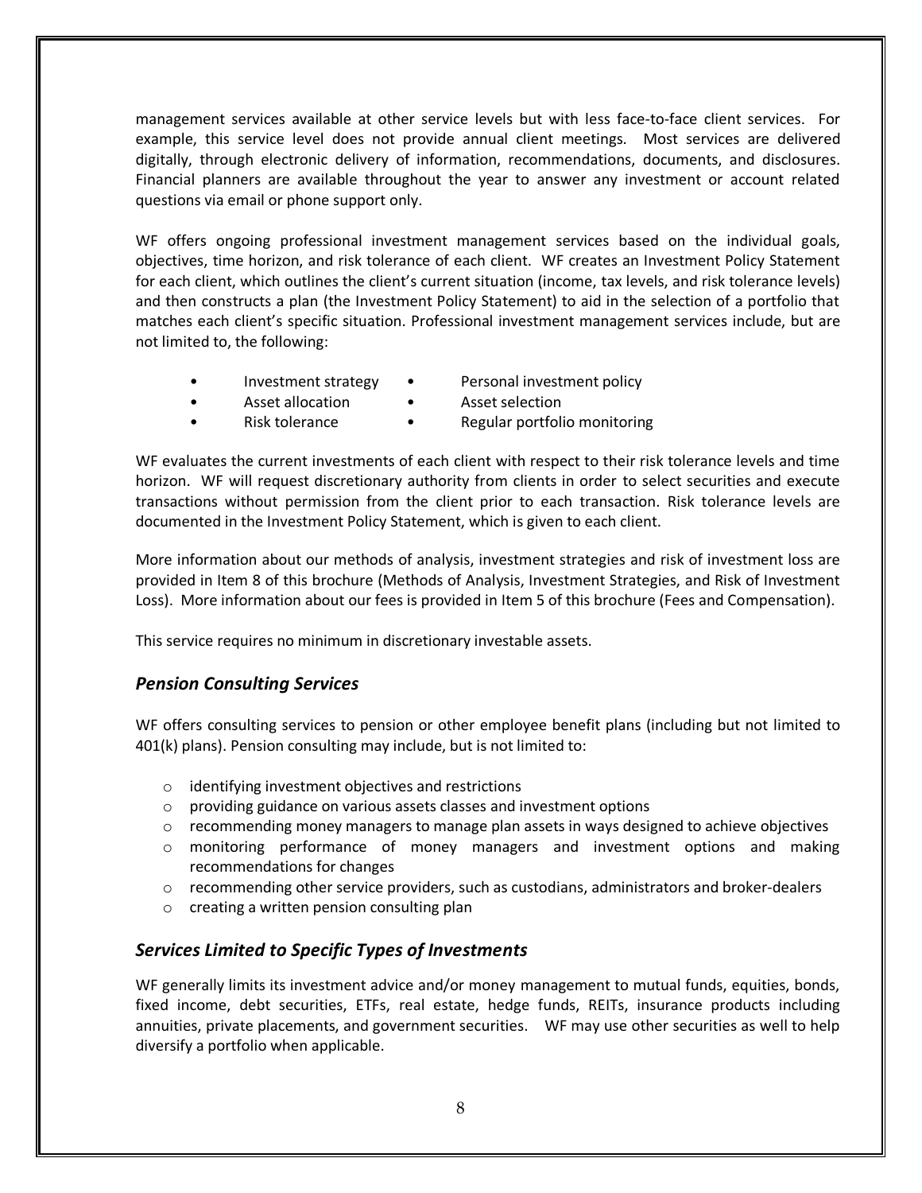management services available at other service levels but with less face-to-face client services. For example, this service level does not provide annual client meetings. Most services are delivered digitally, through electronic delivery of information, recommendations, documents, and disclosures. Financial planners are available throughout the year to answer any investment or account related questions via email or phone support only.

WF offers ongoing professional investment management services based on the individual goals, objectives, time horizon, and risk tolerance of each client. WF creates an Investment Policy Statement for each client, which outlines the client's current situation (income, tax levels, and risk tolerance levels) and then constructs a plan (the Investment Policy Statement) to aid in the selection of a portfolio that matches each client's specific situation. Professional investment management services include, but are not limited to, the following:

- Investment strategy
- Personal investment policy
- Asset allocation
- Asset selection
- Risk tolerance
- Regular portfolio monitoring

WF evaluates the current investments of each client with respect to their risk tolerance levels and time horizon. WF will request discretionary authority from clients in order to select securities and execute transactions without permission from the client prior to each transaction. Risk tolerance levels are documented in the Investment Policy Statement, which is given to each client.

More information about our methods of analysis, investment strategies and risk of investment loss are provided in Item 8 of this brochure (Methods of Analysis, Investment Strategies, and Risk of Investment Loss). More information about our fees is provided in Item 5 of this brochure (Fees and Compensation).

This service requires no minimum in discretionary investable assets.

### *Pension Consulting Services*

WF offers consulting services to pension or other employee benefit plans (including but not limited to 401(k) plans). Pension consulting may include, but is not limited to:

- identifying investment objectives and restrictions
- providing guidance on various assets classes and investment options
- recommending money managers to manage plan assets in ways designed to achieve objectives
- monitoring performance of money managers and investment options and making recommendations for changes
- recommending other service providers, such as custodians, administrators and broker-dealers
- creating a written pension consulting plan

### *Services Limited to Specific Types of Investments*

WF generally limits its investment advice and/or money management to mutual funds, equities, bonds, fixed income, debt securities, ETFs, real estate, hedge funds, REITs, insurance products including annuities, private placements, and government securities. WF may use other securities as well to help diversify a portfolio when applicable.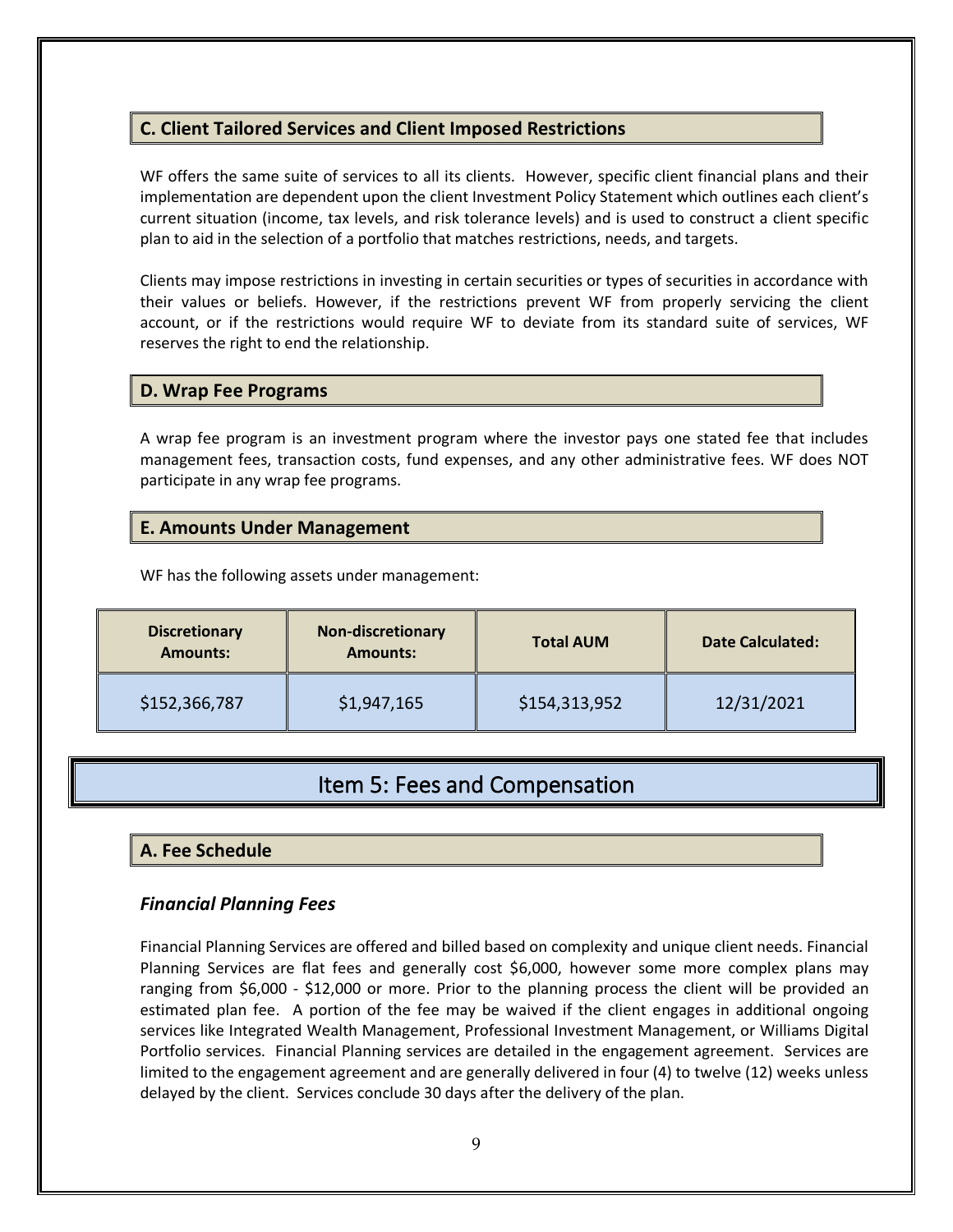### C. Client Tailored Services and Client Imposed Restrictions

WF offers the same suite of services to all its clients. However, specific client financial plans and their implementation are dependent upon the client Investment Policy Statement which outlines each client's current situation (income, tax levels, and risk tolerance levels) and is used to construct a client specific plan to aid in the selection of a portfolio that matches restrictions, needs, and targets.

Clients may impose restrictions in investing in certain securities or types of securities in accordance with their values or beliefs. However, if the restrictions prevent WF from properly servicing the client account, or if the restrictions would require WF to deviate from its standard suite of services, WF reserves the right to end the relationship.

### D. Wrap Fee Programs

A wrap fee program is an investment program where the investor pays one stated fee that includes management fees, transaction costs, fund expenses, and any other administrative fees. WF does NOT participate in any wrap fee programs.

### E. Amounts Under Management

WF has the following assets under management:

| Discretionary Amounts: | Non-discretionary Amounts: | Total AUM | Date Calculated: |
| --- | --- | --- | --- |
| $152,366,787 | $1,947,165 | $154,313,952 | 12/31/2021 |

## Item 5: Fees and Compensation

### A. Fee Schedule

#### *Financial Planning Fees*

Financial Planning Services are offered and billed based on complexity and unique client needs. Financial Planning Services are flat fees and generally cost $6,000, however some more complex plans may ranging from $6,000 - $12,000 or more. Prior to the planning process the client will be provided an estimated plan fee. A portion of the fee may be waived if the client engages in additional ongoing services like Integrated Wealth Management, Professional Investment Management, or Williams Digital Portfolio services. Financial Planning services are detailed in the engagement agreement. Services are limited to the engagement agreement and are generally delivered in four (4) to twelve (12) weeks unless delayed by the client. Services conclude 30 days after the delivery of the plan.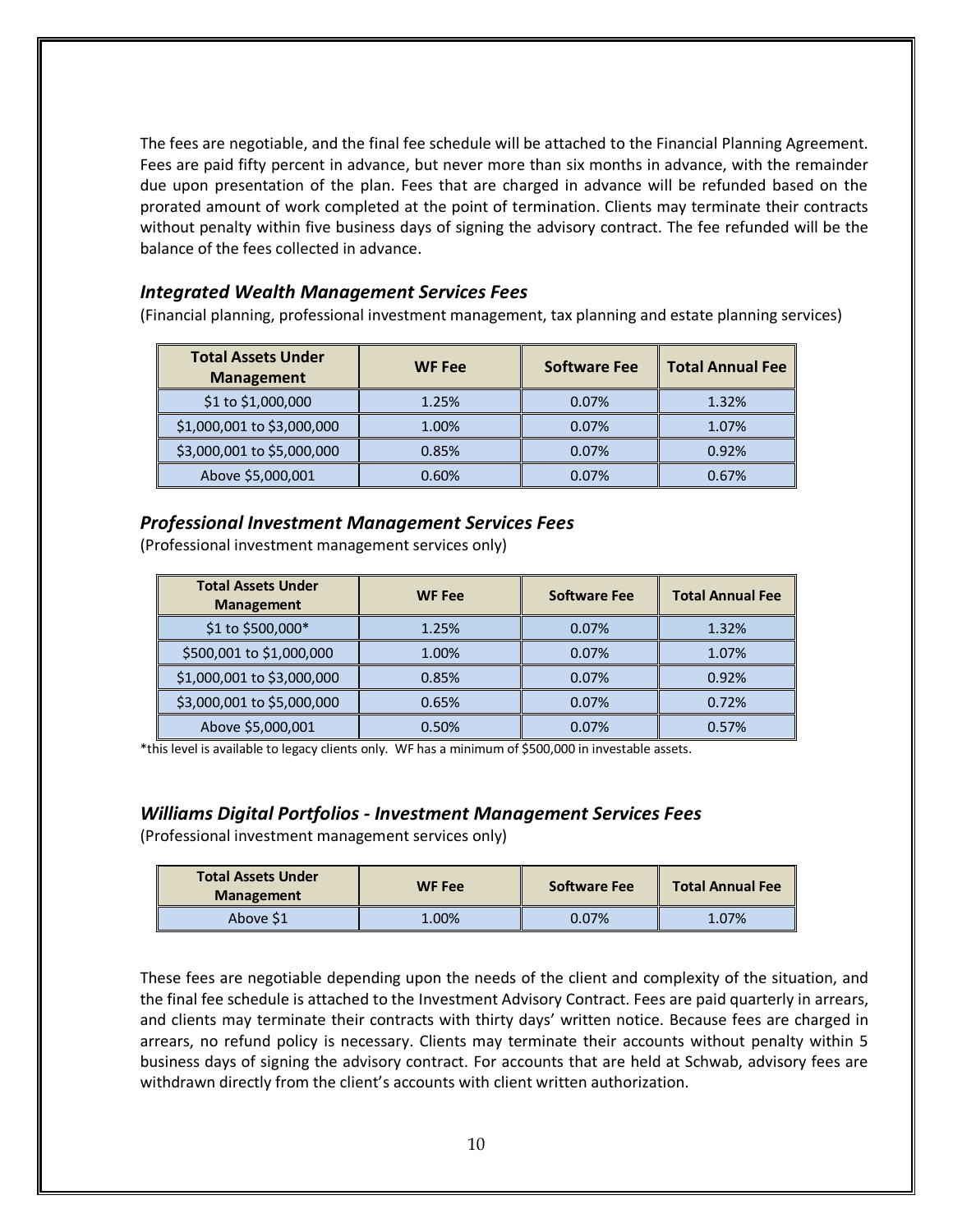The fees are negotiable, and the final fee schedule will be attached to the Financial Planning Agreement. Fees are paid fifty percent in advance, but never more than six months in advance, with the remainder due upon presentation of the plan. Fees that are charged in advance will be refunded based on the prorated amount of work completed at the point of termination. Clients may terminate their contracts without penalty within five business days of signing the advisory contract. The fee refunded will be the balance of the fees collected in advance.

### *Integrated Wealth Management Services Fees*

(Financial planning, professional investment management, tax planning and estate planning services)

| Total Assets Under Management | WF Fee | Software Fee | Total Annual Fee |
|---|---|---|---|
| $1 to $1,000,000 | 1.25% | 0.07% | 1.32% |
| $1,000,001 to $3,000,000 | 1.00% | 0.07% | 1.07% |
| $3,000,001 to $5,000,000 | 0.85% | 0.07% | 0.92% |
| Above $5,000,001 | 0.60% | 0.07% | 0.67% |

### *Professional Investment Management Services Fees*

(Professional investment management services only)

| Total Assets Under Management | WF Fee | Software Fee | Total Annual Fee |
|---|---|---|---|
| $1 to $500,000* | 1.25% | 0.07% | 1.32% |
| $500,001 to $1,000,000 | 1.00% | 0.07% | 1.07% |
| $1,000,001 to $3,000,000 | 0.85% | 0.07% | 0.92% |
| $3,000,001 to $5,000,000 | 0.65% | 0.07% | 0.72% |
| Above $5,000,001 | 0.50% | 0.07% | 0.57% |

*this level is available to legacy clients only. WF has a minimum of $500,000 in investable assets.

### *Williams Digital Portfolios - Investment Management Services Fees*

(Professional investment management services only)

| Total Assets Under Management | WF Fee | Software Fee | Total Annual Fee |
|---|---|---|---|
| Above $1 | 1.00% | 0.07% | 1.07% |

These fees are negotiable depending upon the needs of the client and complexity of the situation, and the final fee schedule is attached to the Investment Advisory Contract. Fees are paid quarterly in arrears, and clients may terminate their contracts with thirty days' written notice. Because fees are charged in arrears, no refund policy is necessary. Clients may terminate their accounts without penalty within 5 business days of signing the advisory contract. For accounts that are held at Schwab, advisory fees are withdrawn directly from the client's accounts with client written authorization.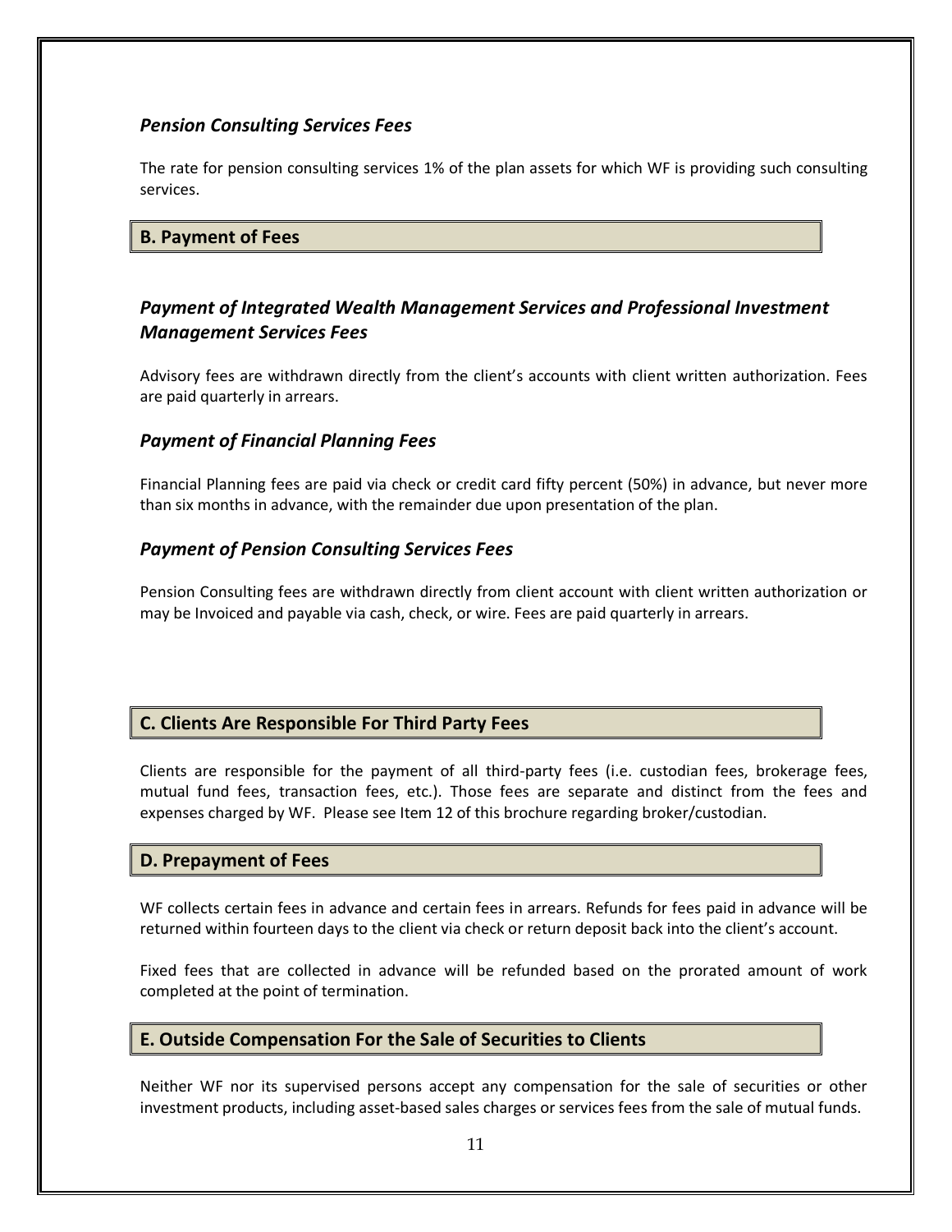### *Pension Consulting Services Fees*

The rate for pension consulting services 1% of the plan assets for which WF is providing such consulting services.

## B. Payment of Fees

### *Payment of Integrated Wealth Management Services and Professional Investment Management Services Fees*

Advisory fees are withdrawn directly from the client's accounts with client written authorization. Fees are paid quarterly in arrears.

### *Payment of Financial Planning Fees*

Financial Planning fees are paid via check or credit card fifty percent (50%) in advance, but never more than six months in advance, with the remainder due upon presentation of the plan.

### *Payment of Pension Consulting Services Fees*

Pension Consulting fees are withdrawn directly from client account with client written authorization or may be Invoiced and payable via cash, check, or wire. Fees are paid quarterly in arrears.

## C. Clients Are Responsible For Third Party Fees

Clients are responsible for the payment of all third-party fees (i.e. custodian fees, brokerage fees, mutual fund fees, transaction fees, etc.). Those fees are separate and distinct from the fees and expenses charged by WF. Please see Item 12 of this brochure regarding broker/custodian.

## D. Prepayment of Fees

WF collects certain fees in advance and certain fees in arrears. Refunds for fees paid in advance will be returned within fourteen days to the client via check or return deposit back into the client's account.

Fixed fees that are collected in advance will be refunded based on the prorated amount of work completed at the point of termination.

## E. Outside Compensation For the Sale of Securities to Clients

Neither WF nor its supervised persons accept any compensation for the sale of securities or other investment products, including asset-based sales charges or services fees from the sale of mutual funds.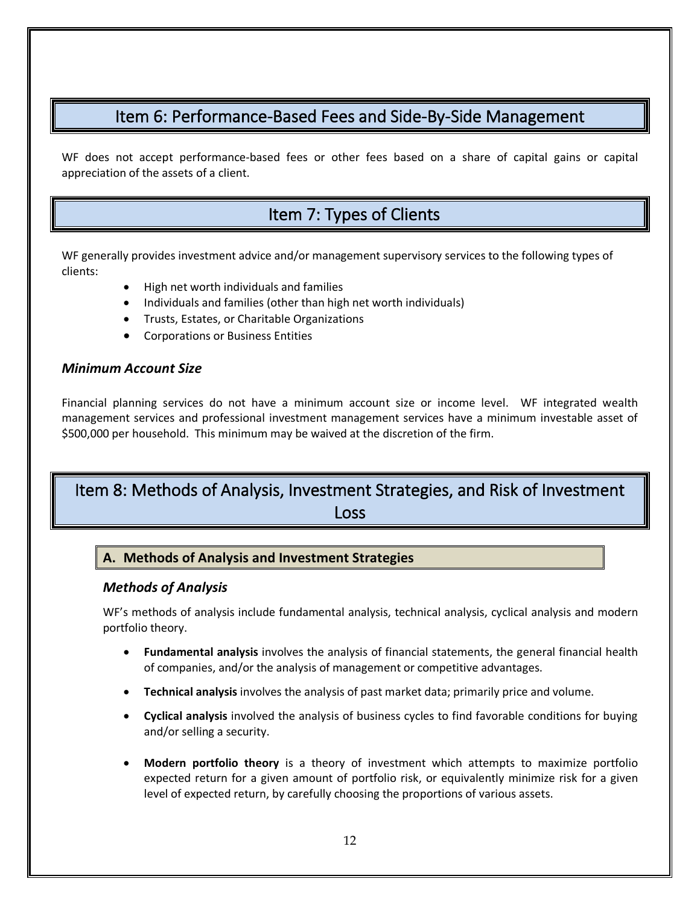## Item 6: Performance-Based Fees and Side-By-Side Management

WF does not accept performance-based fees or other fees based on a share of capital gains or capital appreciation of the assets of a client.

## Item 7: Types of Clients

WF generally provides investment advice and/or management supervisory services to the following types of clients:

- High net worth individuals and families
- Individuals and families (other than high net worth individuals)
- Trusts, Estates, or Charitable Organizations
- Corporations or Business Entities

### *Minimum Account Size*

Financial planning services do not have a minimum account size or income level. WF integrated wealth management services and professional investment management services have a minimum investable asset of $500,000 per household. This minimum may be waived at the discretion of the firm.

## Item 8: Methods of Analysis, Investment Strategies, and Risk of Investment Loss

### A. Methods of Analysis and Investment Strategies

#### *Methods of Analysis*

WF's methods of analysis include fundamental analysis, technical analysis, cyclical analysis and modern portfolio theory.

- **Fundamental analysis** involves the analysis of financial statements, the general financial health of companies, and/or the analysis of management or competitive advantages.
- **Technical analysis** involves the analysis of past market data; primarily price and volume.
- **Cyclical analysis** involved the analysis of business cycles to find favorable conditions for buying and/or selling a security.
- **Modern portfolio theory** is a theory of investment which attempts to maximize portfolio expected return for a given amount of portfolio risk, or equivalently minimize risk for a given level of expected return, by carefully choosing the proportions of various assets.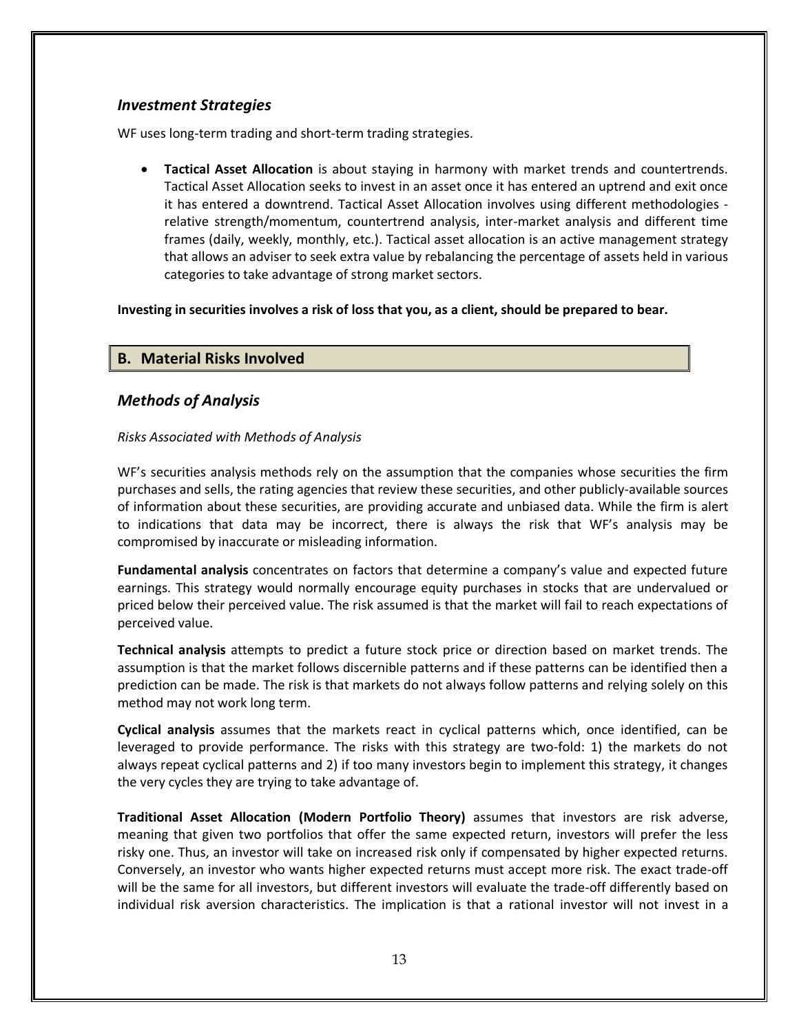### *Investment Strategies*

WF uses long-term trading and short-term trading strategies.

- **Tactical Asset Allocation** is about staying in harmony with market trends and countertrends. Tactical Asset Allocation seeks to invest in an asset once it has entered an uptrend and exit once it has entered a downtrend. Tactical Asset Allocation involves using different methodologies - relative strength/momentum, countertrend analysis, inter-market analysis and different time frames (daily, weekly, monthly, etc.). Tactical asset allocation is an active management strategy that allows an adviser to seek extra value by rebalancing the percentage of assets held in various categories to take advantage of strong market sectors.

**Investing in securities involves a risk of loss that you, as a client, should be prepared to bear.**

## B. Material Risks Involved

### *Methods of Analysis*

*Risks Associated with Methods of Analysis*

WF's securities analysis methods rely on the assumption that the companies whose securities the firm purchases and sells, the rating agencies that review these securities, and other publicly-available sources of information about these securities, are providing accurate and unbiased data. While the firm is alert to indications that data may be incorrect, there is always the risk that WF's analysis may be compromised by inaccurate or misleading information.

**Fundamental analysis** concentrates on factors that determine a company's value and expected future earnings. This strategy would normally encourage equity purchases in stocks that are undervalued or priced below their perceived value. The risk assumed is that the market will fail to reach expectations of perceived value.

**Technical analysis** attempts to predict a future stock price or direction based on market trends. The assumption is that the market follows discernible patterns and if these patterns can be identified then a prediction can be made. The risk is that markets do not always follow patterns and relying solely on this method may not work long term.

**Cyclical analysis** assumes that the markets react in cyclical patterns which, once identified, can be leveraged to provide performance. The risks with this strategy are two-fold: 1) the markets do not always repeat cyclical patterns and 2) if too many investors begin to implement this strategy, it changes the very cycles they are trying to take advantage of.

**Traditional Asset Allocation (Modern Portfolio Theory)** assumes that investors are risk adverse, meaning that given two portfolios that offer the same expected return, investors will prefer the less risky one. Thus, an investor will take on increased risk only if compensated by higher expected returns. Conversely, an investor who wants higher expected returns must accept more risk. The exact trade-off will be the same for all investors, but different investors will evaluate the trade-off differently based on individual risk aversion characteristics. The implication is that a rational investor will not invest in a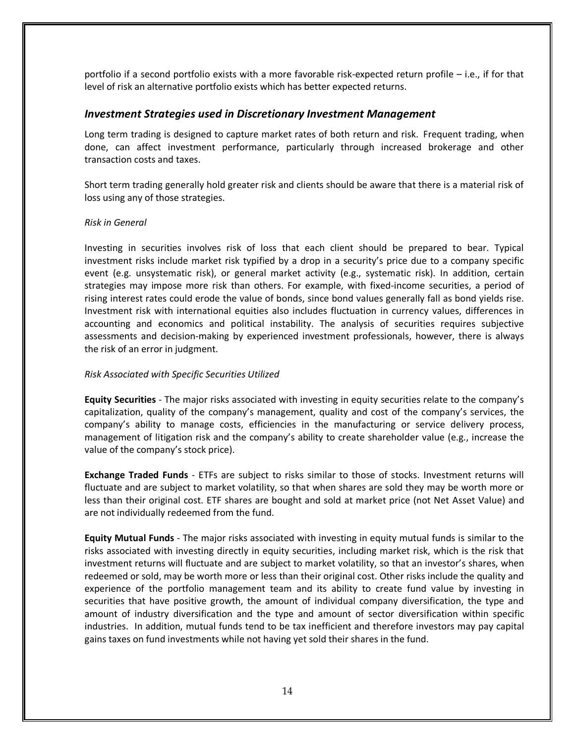portfolio if a second portfolio exists with a more favorable risk-expected return profile – i.e., if for that level of risk an alternative portfolio exists which has better expected returns.

## *Investment Strategies used in Discretionary Investment Management*

Long term trading is designed to capture market rates of both return and risk. Frequent trading, when done, can affect investment performance, particularly through increased brokerage and other transaction costs and taxes.

Short term trading generally hold greater risk and clients should be aware that there is a material risk of loss using any of those strategies.

*Risk in General*

Investing in securities involves risk of loss that each client should be prepared to bear. Typical investment risks include market risk typified by a drop in a security's price due to a company specific event (e.g. unsystematic risk), or general market activity (e.g., systematic risk). In addition, certain strategies may impose more risk than others. For example, with fixed-income securities, a period of rising interest rates could erode the value of bonds, since bond values generally fall as bond yields rise. Investment risk with international equities also includes fluctuation in currency values, differences in accounting and economics and political instability. The analysis of securities requires subjective assessments and decision-making by experienced investment professionals, however, there is always the risk of an error in judgment.

*Risk Associated with Specific Securities Utilized*

**Equity Securities** - The major risks associated with investing in equity securities relate to the company's capitalization, quality of the company's management, quality and cost of the company's services, the company's ability to manage costs, efficiencies in the manufacturing or service delivery process, management of litigation risk and the company's ability to create shareholder value (e.g., increase the value of the company's stock price).

**Exchange Traded Funds** - ETFs are subject to risks similar to those of stocks. Investment returns will fluctuate and are subject to market volatility, so that when shares are sold they may be worth more or less than their original cost. ETF shares are bought and sold at market price (not Net Asset Value) and are not individually redeemed from the fund.

**Equity Mutual Funds** - The major risks associated with investing in equity mutual funds is similar to the risks associated with investing directly in equity securities, including market risk, which is the risk that investment returns will fluctuate and are subject to market volatility, so that an investor's shares, when redeemed or sold, may be worth more or less than their original cost. Other risks include the quality and experience of the portfolio management team and its ability to create fund value by investing in securities that have positive growth, the amount of individual company diversification, the type and amount of industry diversification and the type and amount of sector diversification within specific industries. In addition, mutual funds tend to be tax inefficient and therefore investors may pay capital gains taxes on fund investments while not having yet sold their shares in the fund.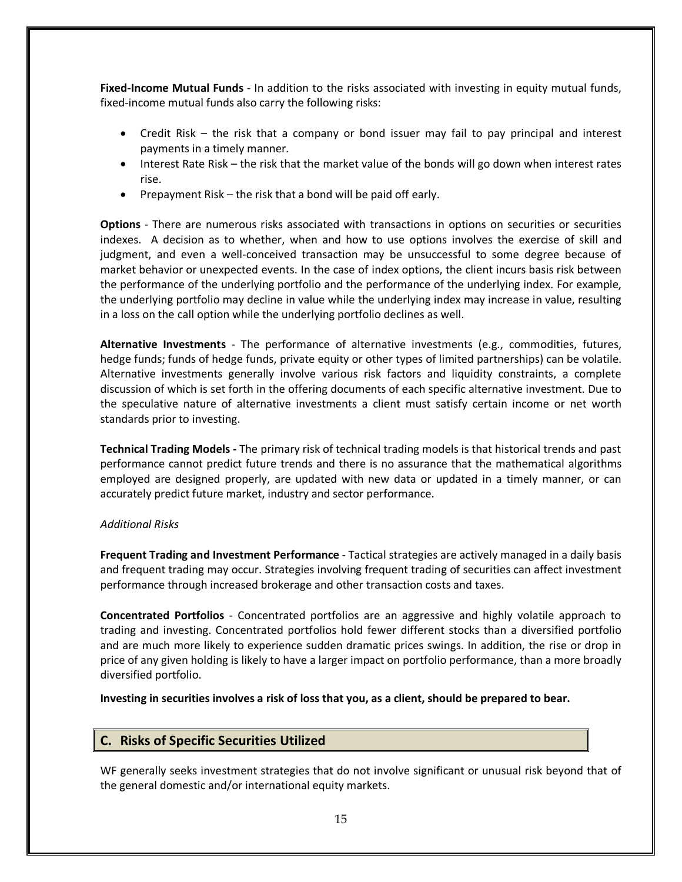**Fixed-Income Mutual Funds** - In addition to the risks associated with investing in equity mutual funds, fixed-income mutual funds also carry the following risks:

- Credit Risk – the risk that a company or bond issuer may fail to pay principal and interest payments in a timely manner.
- Interest Rate Risk – the risk that the market value of the bonds will go down when interest rates rise.
- Prepayment Risk – the risk that a bond will be paid off early.

**Options** - There are numerous risks associated with transactions in options on securities or securities indexes. A decision as to whether, when and how to use options involves the exercise of skill and judgment, and even a well-conceived transaction may be unsuccessful to some degree because of market behavior or unexpected events. In the case of index options, the client incurs basis risk between the performance of the underlying portfolio and the performance of the underlying index. For example, the underlying portfolio may decline in value while the underlying index may increase in value, resulting in a loss on the call option while the underlying portfolio declines as well.

**Alternative Investments** - The performance of alternative investments (e.g., commodities, futures, hedge funds; funds of hedge funds, private equity or other types of limited partnerships) can be volatile. Alternative investments generally involve various risk factors and liquidity constraints, a complete discussion of which is set forth in the offering documents of each specific alternative investment. Due to the speculative nature of alternative investments a client must satisfy certain income or net worth standards prior to investing.

**Technical Trading Models -** The primary risk of technical trading models is that historical trends and past performance cannot predict future trends and there is no assurance that the mathematical algorithms employed are designed properly, are updated with new data or updated in a timely manner, or can accurately predict future market, industry and sector performance.

*Additional Risks*

**Frequent Trading and Investment Performance** - Tactical strategies are actively managed in a daily basis and frequent trading may occur. Strategies involving frequent trading of securities can affect investment performance through increased brokerage and other transaction costs and taxes.

**Concentrated Portfolios** - Concentrated portfolios are an aggressive and highly volatile approach to trading and investing. Concentrated portfolios hold fewer different stocks than a diversified portfolio and are much more likely to experience sudden dramatic prices swings. In addition, the rise or drop in price of any given holding is likely to have a larger impact on portfolio performance, than a more broadly diversified portfolio.

**Investing in securities involves a risk of loss that you, as a client, should be prepared to bear.**

## C. Risks of Specific Securities Utilized

WF generally seeks investment strategies that do not involve significant or unusual risk beyond that of the general domestic and/or international equity markets.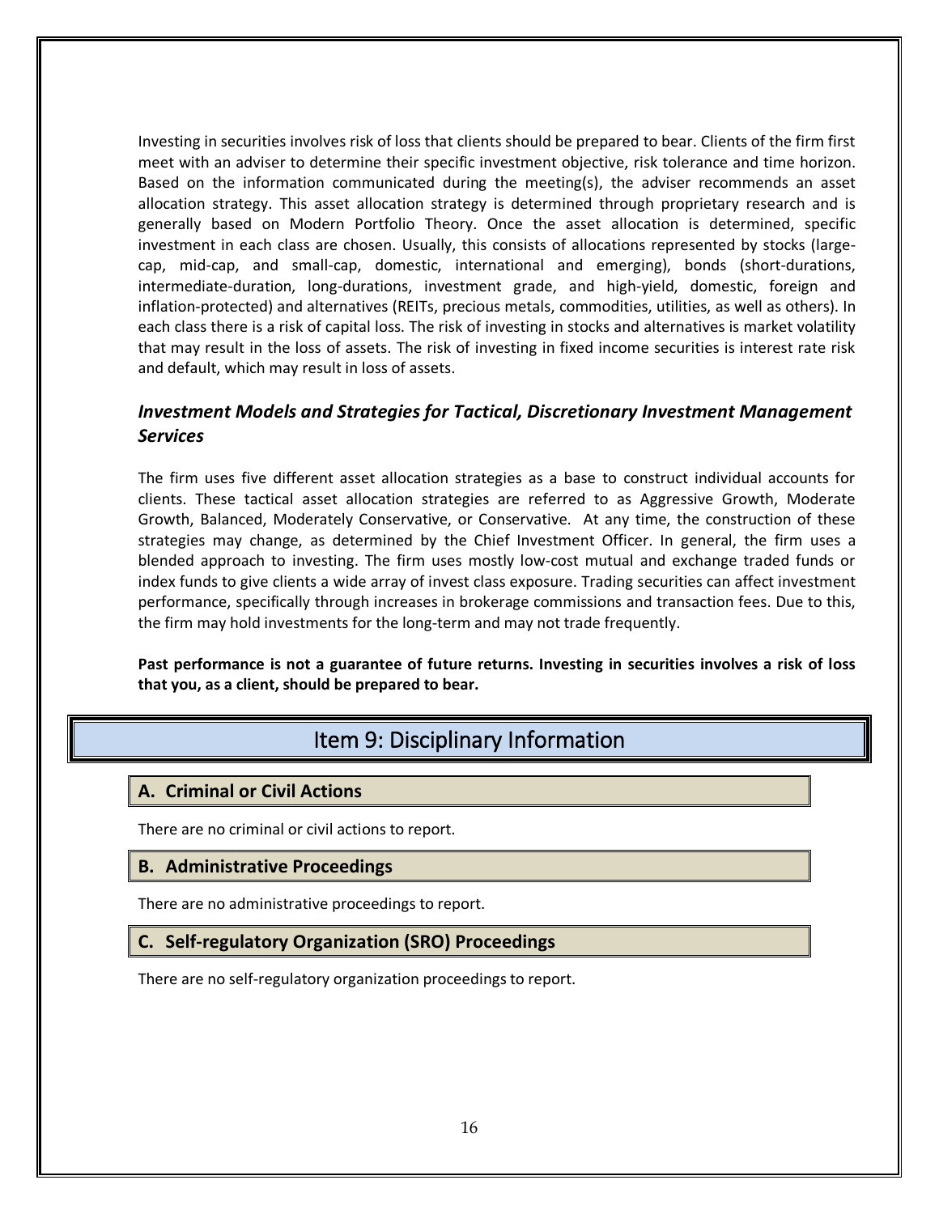Investing in securities involves risk of loss that clients should be prepared to bear. Clients of the firm first meet with an adviser to determine their specific investment objective, risk tolerance and time horizon. Based on the information communicated during the meeting(s), the adviser recommends an asset allocation strategy. This asset allocation strategy is determined through proprietary research and is generally based on Modern Portfolio Theory. Once the asset allocation is determined, specific investment in each class are chosen. Usually, this consists of allocations represented by stocks (large-cap, mid-cap, and small-cap, domestic, international and emerging), bonds (short-durations, intermediate-duration, long-durations, investment grade, and high-yield, domestic, foreign and inflation-protected) and alternatives (REITs, precious metals, commodities, utilities, as well as others). In each class there is a risk of capital loss. The risk of investing in stocks and alternatives is market volatility that may result in the loss of assets. The risk of investing in fixed income securities is interest rate risk and default, which may result in loss of assets.

### *Investment Models and Strategies for Tactical, Discretionary Investment Management Services*

The firm uses five different asset allocation strategies as a base to construct individual accounts for clients. These tactical asset allocation strategies are referred to as Aggressive Growth, Moderate Growth, Balanced, Moderately Conservative, or Conservative. At any time, the construction of these strategies may change, as determined by the Chief Investment Officer. In general, the firm uses a blended approach to investing. The firm uses mostly low-cost mutual and exchange traded funds or index funds to give clients a wide array of invest class exposure. Trading securities can affect investment performance, specifically through increases in brokerage commissions and transaction fees. Due to this, the firm may hold investments for the long-term and may not trade frequently.

**Past performance is not a guarantee of future returns. Investing in securities involves a risk of loss that you, as a client, should be prepared to bear.**

# Item 9: Disciplinary Information

## A. Criminal or Civil Actions

There are no criminal or civil actions to report.

## B. Administrative Proceedings

There are no administrative proceedings to report.

## C. Self-regulatory Organization (SRO) Proceedings

There are no self-regulatory organization proceedings to report.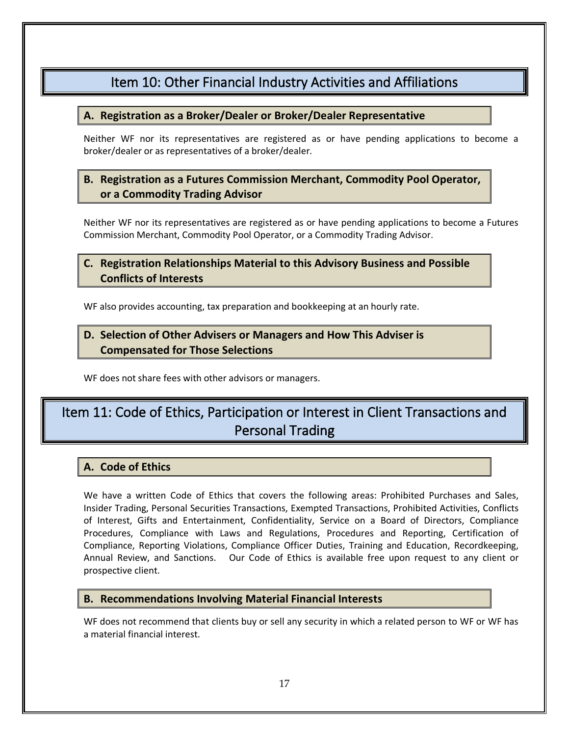# Item 10: Other Financial Industry Activities and Affiliations

## A. Registration as a Broker/Dealer or Broker/Dealer Representative

Neither WF nor its representatives are registered as or have pending applications to become a broker/dealer or as representatives of a broker/dealer.

## B. Registration as a Futures Commission Merchant, Commodity Pool Operator, or a Commodity Trading Advisor

Neither WF nor its representatives are registered as or have pending applications to become a Futures Commission Merchant, Commodity Pool Operator, or a Commodity Trading Advisor.

## C. Registration Relationships Material to this Advisory Business and Possible Conflicts of Interests

WF also provides accounting, tax preparation and bookkeeping at an hourly rate.

## D. Selection of Other Advisers or Managers and How This Adviser is Compensated for Those Selections

WF does not share fees with other advisors or managers.

# Item 11: Code of Ethics, Participation or Interest in Client Transactions and Personal Trading

## A. Code of Ethics

We have a written Code of Ethics that covers the following areas: Prohibited Purchases and Sales, Insider Trading, Personal Securities Transactions, Exempted Transactions, Prohibited Activities, Conflicts of Interest, Gifts and Entertainment, Confidentiality, Service on a Board of Directors, Compliance Procedures, Compliance with Laws and Regulations, Procedures and Reporting, Certification of Compliance, Reporting Violations, Compliance Officer Duties, Training and Education, Recordkeeping, Annual Review, and Sanctions. Our Code of Ethics is available free upon request to any client or prospective client.

## B. Recommendations Involving Material Financial Interests

WF does not recommend that clients buy or sell any security in which a related person to WF or WF has a material financial interest.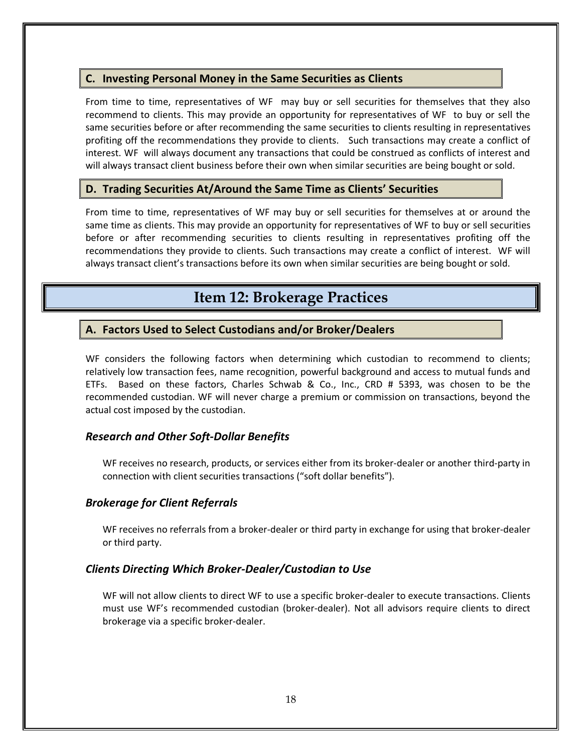### C. Investing Personal Money in the Same Securities as Clients

From time to time, representatives of WF may buy or sell securities for themselves that they also recommend to clients. This may provide an opportunity for representatives of WF to buy or sell the same securities before or after recommending the same securities to clients resulting in representatives profiting off the recommendations they provide to clients. Such transactions may create a conflict of interest. WF will always document any transactions that could be construed as conflicts of interest and will always transact client business before their own when similar securities are being bought or sold.

### D. Trading Securities At/Around the Same Time as Clients' Securities

From time to time, representatives of WF may buy or sell securities for themselves at or around the same time as clients. This may provide an opportunity for representatives of WF to buy or sell securities before or after recommending securities to clients resulting in representatives profiting off the recommendations they provide to clients. Such transactions may create a conflict of interest. WF will always transact client's transactions before its own when similar securities are being bought or sold.

## Item 12: Brokerage Practices

### A. Factors Used to Select Custodians and/or Broker/Dealers

WF considers the following factors when determining which custodian to recommend to clients; relatively low transaction fees, name recognition, powerful background and access to mutual funds and ETFs. Based on these factors, Charles Schwab & Co., Inc., CRD # 5393, was chosen to be the recommended custodian. WF will never charge a premium or commission on transactions, beyond the actual cost imposed by the custodian.

#### *Research and Other Soft-Dollar Benefits*

WF receives no research, products, or services either from its broker-dealer or another third-party in connection with client securities transactions ("soft dollar benefits").

#### *Brokerage for Client Referrals*

WF receives no referrals from a broker-dealer or third party in exchange for using that broker-dealer or third party.

#### *Clients Directing Which Broker-Dealer/Custodian to Use*

WF will not allow clients to direct WF to use a specific broker-dealer to execute transactions. Clients must use WF's recommended custodian (broker-dealer). Not all advisors require clients to direct brokerage via a specific broker-dealer.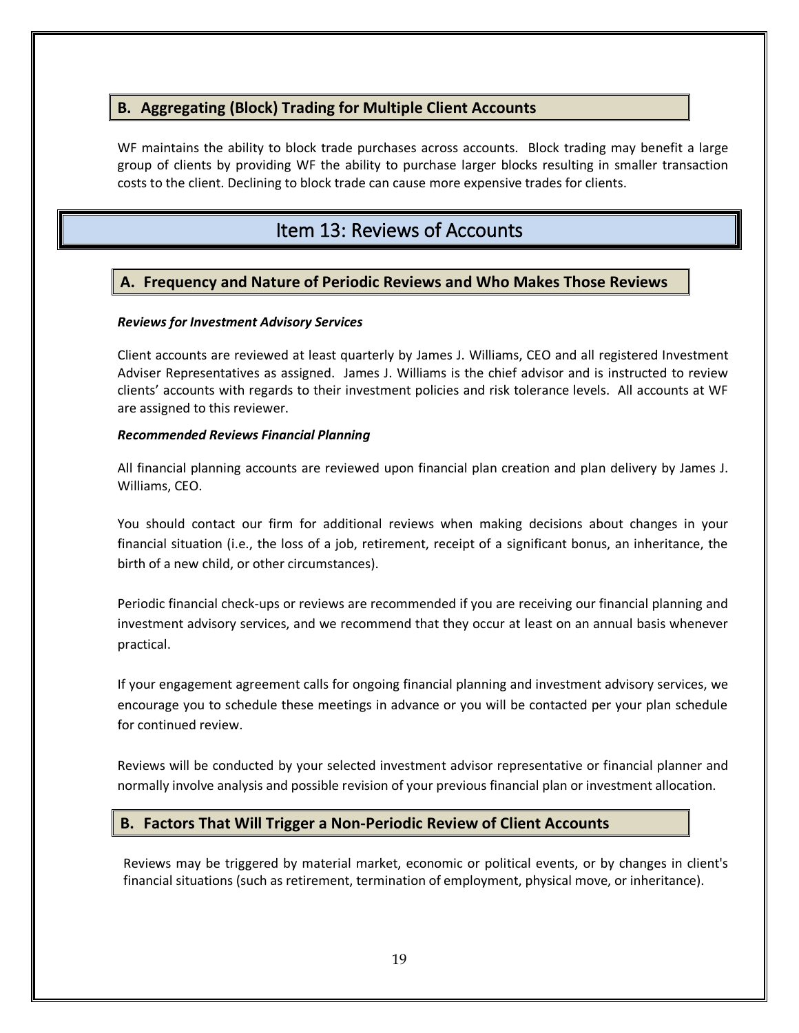### B. Aggregating (Block) Trading for Multiple Client Accounts

WF maintains the ability to block trade purchases across accounts. Block trading may benefit a large group of clients by providing WF the ability to purchase larger blocks resulting in smaller transaction costs to the client. Declining to block trade can cause more expensive trades for clients.

## Item 13: Reviews of Accounts

### A. Frequency and Nature of Periodic Reviews and Who Makes Those Reviews

***Reviews for Investment Advisory Services***

Client accounts are reviewed at least quarterly by James J. Williams, CEO and all registered Investment Adviser Representatives as assigned. James J. Williams is the chief advisor and is instructed to review clients' accounts with regards to their investment policies and risk tolerance levels. All accounts at WF are assigned to this reviewer.

***Recommended Reviews Financial Planning***

All financial planning accounts are reviewed upon financial plan creation and plan delivery by James J. Williams, CEO.

You should contact our firm for additional reviews when making decisions about changes in your financial situation (i.e., the loss of a job, retirement, receipt of a significant bonus, an inheritance, the birth of a new child, or other circumstances).

Periodic financial check-ups or reviews are recommended if you are receiving our financial planning and investment advisory services, and we recommend that they occur at least on an annual basis whenever practical.

If your engagement agreement calls for ongoing financial planning and investment advisory services, we encourage you to schedule these meetings in advance or you will be contacted per your plan schedule for continued review.

Reviews will be conducted by your selected investment advisor representative or financial planner and normally involve analysis and possible revision of your previous financial plan or investment allocation.

### B. Factors That Will Trigger a Non-Periodic Review of Client Accounts

Reviews may be triggered by material market, economic or political events, or by changes in client's financial situations (such as retirement, termination of employment, physical move, or inheritance).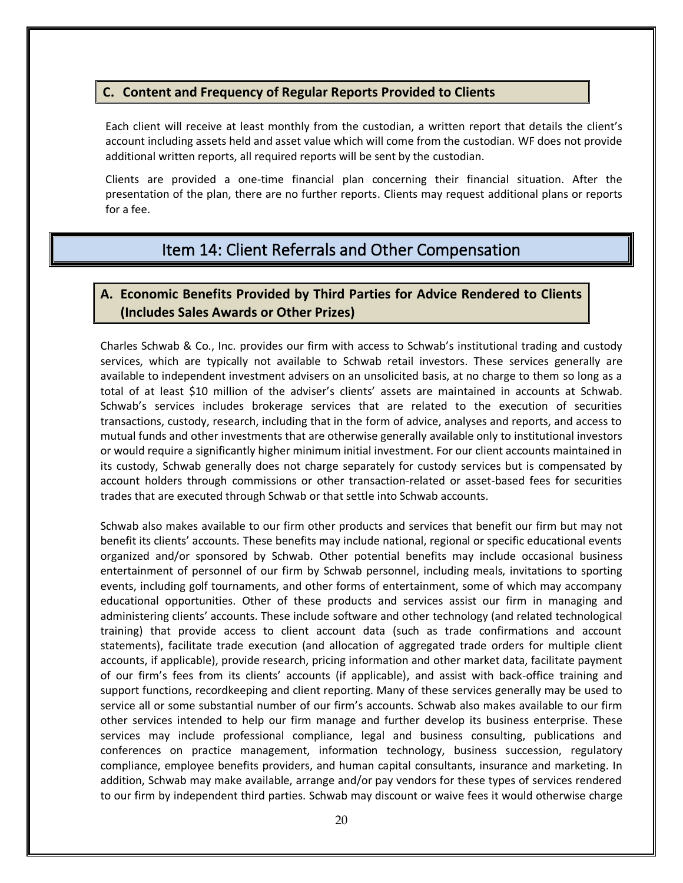### C. Content and Frequency of Regular Reports Provided to Clients

Each client will receive at least monthly from the custodian, a written report that details the client's account including assets held and asset value which will come from the custodian. WF does not provide additional written reports, all required reports will be sent by the custodian.

Clients are provided a one-time financial plan concerning their financial situation. After the presentation of the plan, there are no further reports. Clients may request additional plans or reports for a fee.

## Item 14: Client Referrals and Other Compensation

### A. Economic Benefits Provided by Third Parties for Advice Rendered to Clients (Includes Sales Awards or Other Prizes)

Charles Schwab & Co., Inc. provides our firm with access to Schwab's institutional trading and custody services, which are typically not available to Schwab retail investors. These services generally are available to independent investment advisers on an unsolicited basis, at no charge to them so long as a total of at least $10 million of the adviser's clients' assets are maintained in accounts at Schwab. Schwab's services includes brokerage services that are related to the execution of securities transactions, custody, research, including that in the form of advice, analyses and reports, and access to mutual funds and other investments that are otherwise generally available only to institutional investors or would require a significantly higher minimum initial investment. For our client accounts maintained in its custody, Schwab generally does not charge separately for custody services but is compensated by account holders through commissions or other transaction-related or asset-based fees for securities trades that are executed through Schwab or that settle into Schwab accounts.

Schwab also makes available to our firm other products and services that benefit our firm but may not benefit its clients' accounts. These benefits may include national, regional or specific educational events organized and/or sponsored by Schwab. Other potential benefits may include occasional business entertainment of personnel of our firm by Schwab personnel, including meals, invitations to sporting events, including golf tournaments, and other forms of entertainment, some of which may accompany educational opportunities. Other of these products and services assist our firm in managing and administering clients' accounts. These include software and other technology (and related technological training) that provide access to client account data (such as trade confirmations and account statements), facilitate trade execution (and allocation of aggregated trade orders for multiple client accounts, if applicable), provide research, pricing information and other market data, facilitate payment of our firm's fees from its clients' accounts (if applicable), and assist with back-office training and support functions, recordkeeping and client reporting. Many of these services generally may be used to service all or some substantial number of our firm's accounts. Schwab also makes available to our firm other services intended to help our firm manage and further develop its business enterprise. These services may include professional compliance, legal and business consulting, publications and conferences on practice management, information technology, business succession, regulatory compliance, employee benefits providers, and human capital consultants, insurance and marketing. In addition, Schwab may make available, arrange and/or pay vendors for these types of services rendered to our firm by independent third parties. Schwab may discount or waive fees it would otherwise charge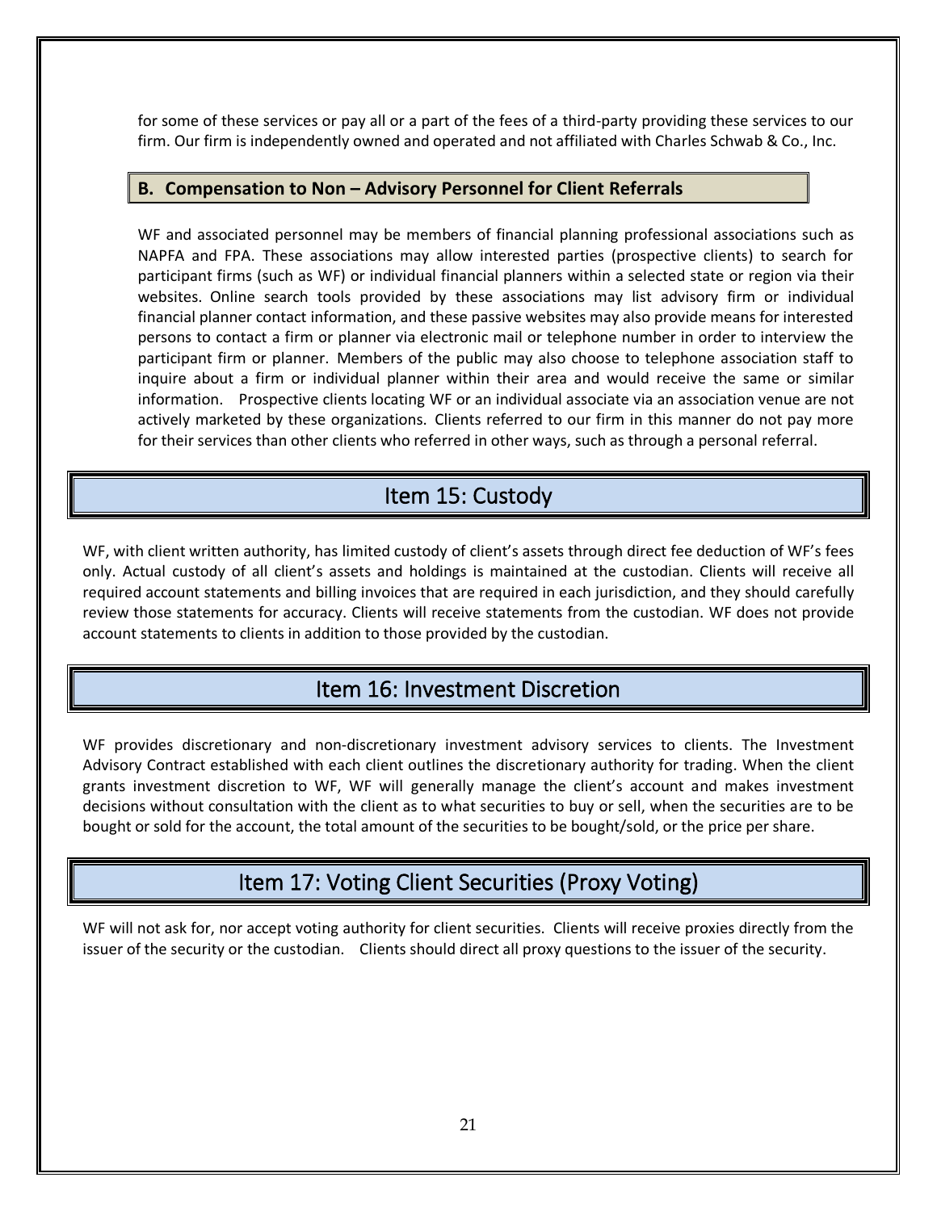for some of these services or pay all or a part of the fees of a third-party providing these services to our firm. Our firm is independently owned and operated and not affiliated with Charles Schwab & Co., Inc.

### B. Compensation to Non – Advisory Personnel for Client Referrals

WF and associated personnel may be members of financial planning professional associations such as NAPFA and FPA. These associations may allow interested parties (prospective clients) to search for participant firms (such as WF) or individual financial planners within a selected state or region via their websites. Online search tools provided by these associations may list advisory firm or individual financial planner contact information, and these passive websites may also provide means for interested persons to contact a firm or planner via electronic mail or telephone number in order to interview the participant firm or planner. Members of the public may also choose to telephone association staff to inquire about a firm or individual planner within their area and would receive the same or similar information. Prospective clients locating WF or an individual associate via an association venue are not actively marketed by these organizations. Clients referred to our firm in this manner do not pay more for their services than other clients who referred in other ways, such as through a personal referral.

## Item 15: Custody

WF, with client written authority, has limited custody of client's assets through direct fee deduction of WF's fees only. Actual custody of all client's assets and holdings is maintained at the custodian. Clients will receive all required account statements and billing invoices that are required in each jurisdiction, and they should carefully review those statements for accuracy. Clients will receive statements from the custodian. WF does not provide account statements to clients in addition to those provided by the custodian.

## Item 16: Investment Discretion

WF provides discretionary and non-discretionary investment advisory services to clients. The Investment Advisory Contract established with each client outlines the discretionary authority for trading. When the client grants investment discretion to WF, WF will generally manage the client's account and makes investment decisions without consultation with the client as to what securities to buy or sell, when the securities are to be bought or sold for the account, the total amount of the securities to be bought/sold, or the price per share.

## Item 17: Voting Client Securities (Proxy Voting)

WF will not ask for, nor accept voting authority for client securities. Clients will receive proxies directly from the issuer of the security or the custodian. Clients should direct all proxy questions to the issuer of the security.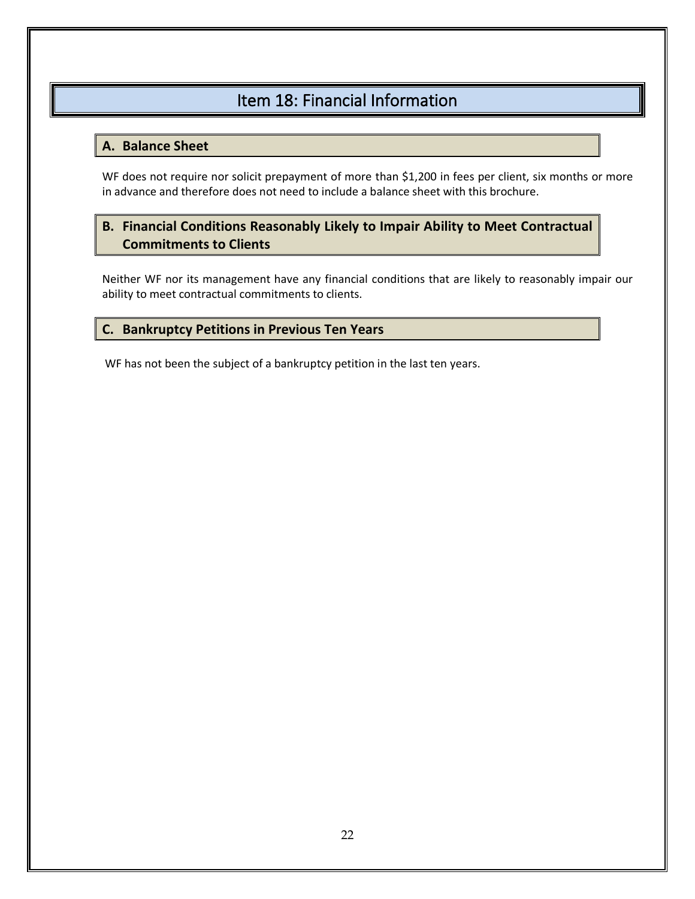# Item 18: Financial Information

## A. Balance Sheet

WF does not require nor solicit prepayment of more than $1,200 in fees per client, six months or more in advance and therefore does not need to include a balance sheet with this brochure.

## B. Financial Conditions Reasonably Likely to Impair Ability to Meet Contractual Commitments to Clients

Neither WF nor its management have any financial conditions that are likely to reasonably impair our ability to meet contractual commitments to clients.

## C. Bankruptcy Petitions in Previous Ten Years

WF has not been the subject of a bankruptcy petition in the last ten years.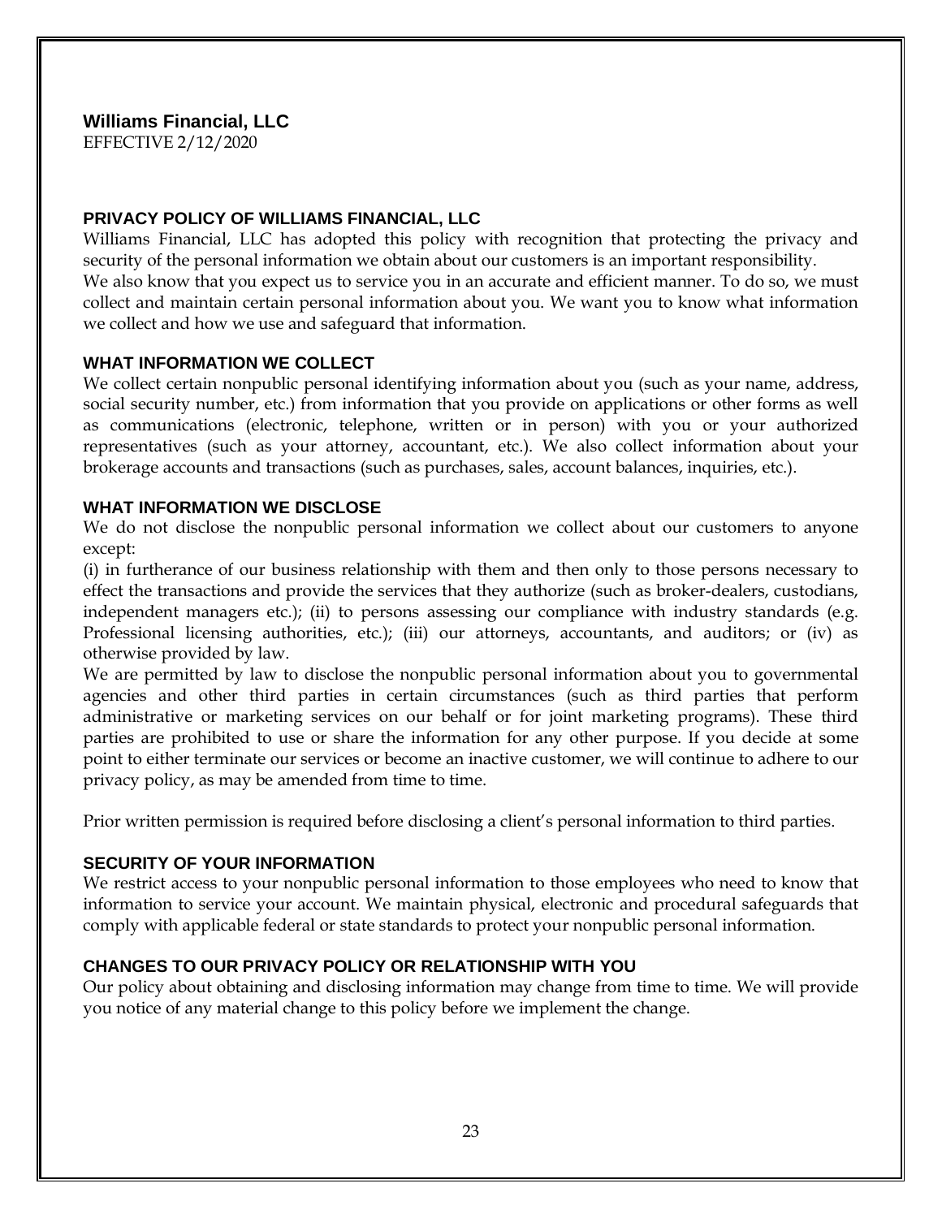**Williams Financial, LLC**
EFFECTIVE 2/12/2020

## PRIVACY POLICY OF WILLIAMS FINANCIAL, LLC

Williams Financial, LLC has adopted this policy with recognition that protecting the privacy and security of the personal information we obtain about our customers is an important responsibility.
We also know that you expect us to service you in an accurate and efficient manner. To do so, we must collect and maintain certain personal information about you. We want you to know what information we collect and how we use and safeguard that information.

## WHAT INFORMATION WE COLLECT

We collect certain nonpublic personal identifying information about you (such as your name, address, social security number, etc.) from information that you provide on applications or other forms as well as communications (electronic, telephone, written or in person) with you or your authorized representatives (such as your attorney, accountant, etc.). We also collect information about your brokerage accounts and transactions (such as purchases, sales, account balances, inquiries, etc.).

## WHAT INFORMATION WE DISCLOSE

We do not disclose the nonpublic personal information we collect about our customers to anyone except:
(i) in furtherance of our business relationship with them and then only to those persons necessary to effect the transactions and provide the services that they authorize (such as broker-dealers, custodians, independent managers etc.); (ii) to persons assessing our compliance with industry standards (e.g. Professional licensing authorities, etc.); (iii) our attorneys, accountants, and auditors; or (iv) as otherwise provided by law.
We are permitted by law to disclose the nonpublic personal information about you to governmental agencies and other third parties in certain circumstances (such as third parties that perform administrative or marketing services on our behalf or for joint marketing programs). These third parties are prohibited to use or share the information for any other purpose. If you decide at some point to either terminate our services or become an inactive customer, we will continue to adhere to our privacy policy, as may be amended from time to time.

Prior written permission is required before disclosing a client's personal information to third parties.

## SECURITY OF YOUR INFORMATION

We restrict access to your nonpublic personal information to those employees who need to know that information to service your account. We maintain physical, electronic and procedural safeguards that comply with applicable federal or state standards to protect your nonpublic personal information.

## CHANGES TO OUR PRIVACY POLICY OR RELATIONSHIP WITH YOU

Our policy about obtaining and disclosing information may change from time to time. We will provide you notice of any material change to this policy before we implement the change.